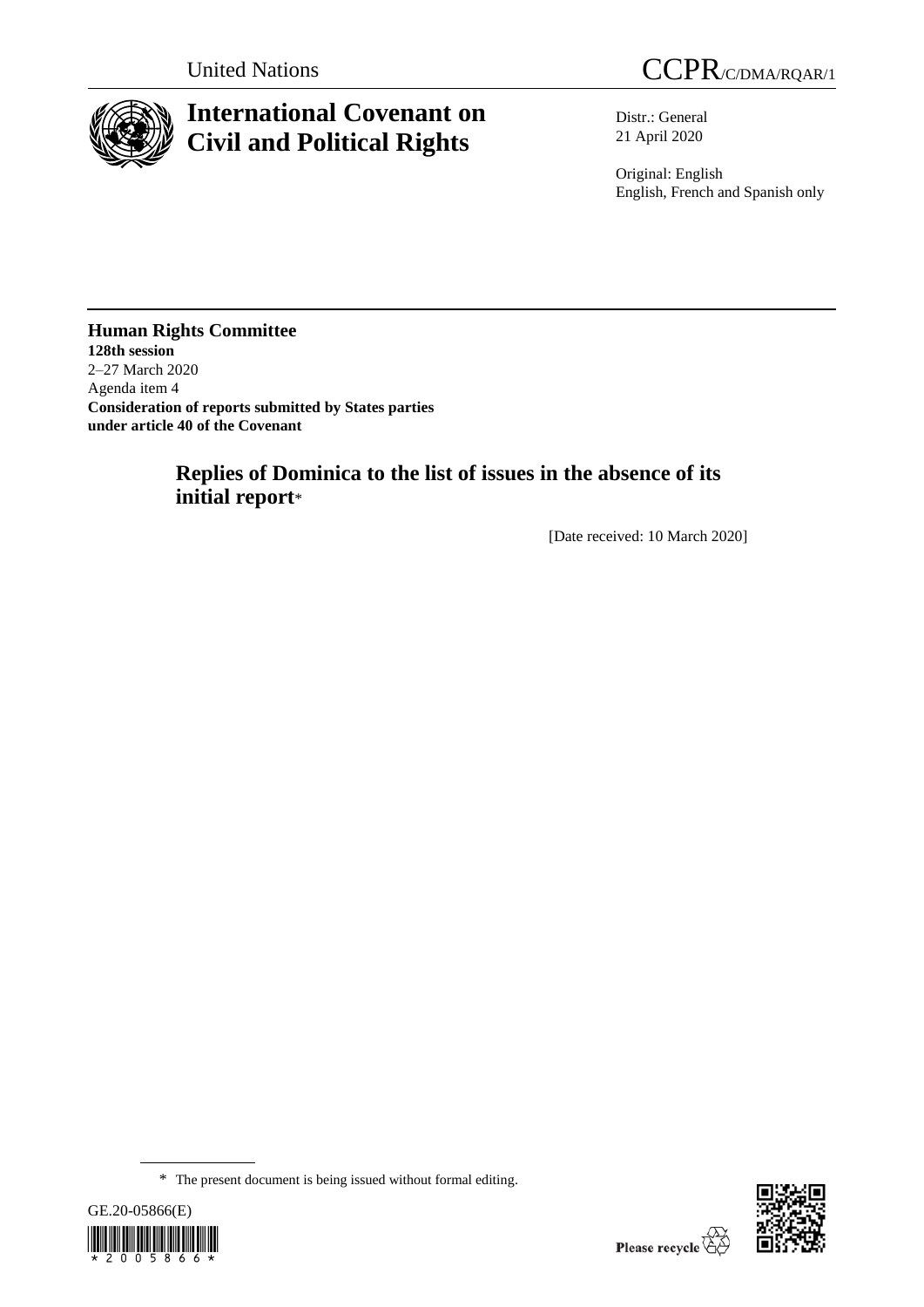United Nations CCPR/C/DMA/RQAR/1

# International Covenant on Civil and Political Rights

Distr.: General
21 April 2020

Original: English
English, French and Spanish only

**Human Rights Committee**
**128th session**
2–27 March 2020
Agenda item 4
**Consideration of reports submitted by States parties under article 40 of the Covenant**

## Replies of Dominica to the list of issues in the absence of its initial report*

[Date received: 10 March 2020]

* The present document is being issued without formal editing.

GE.20-05866(E)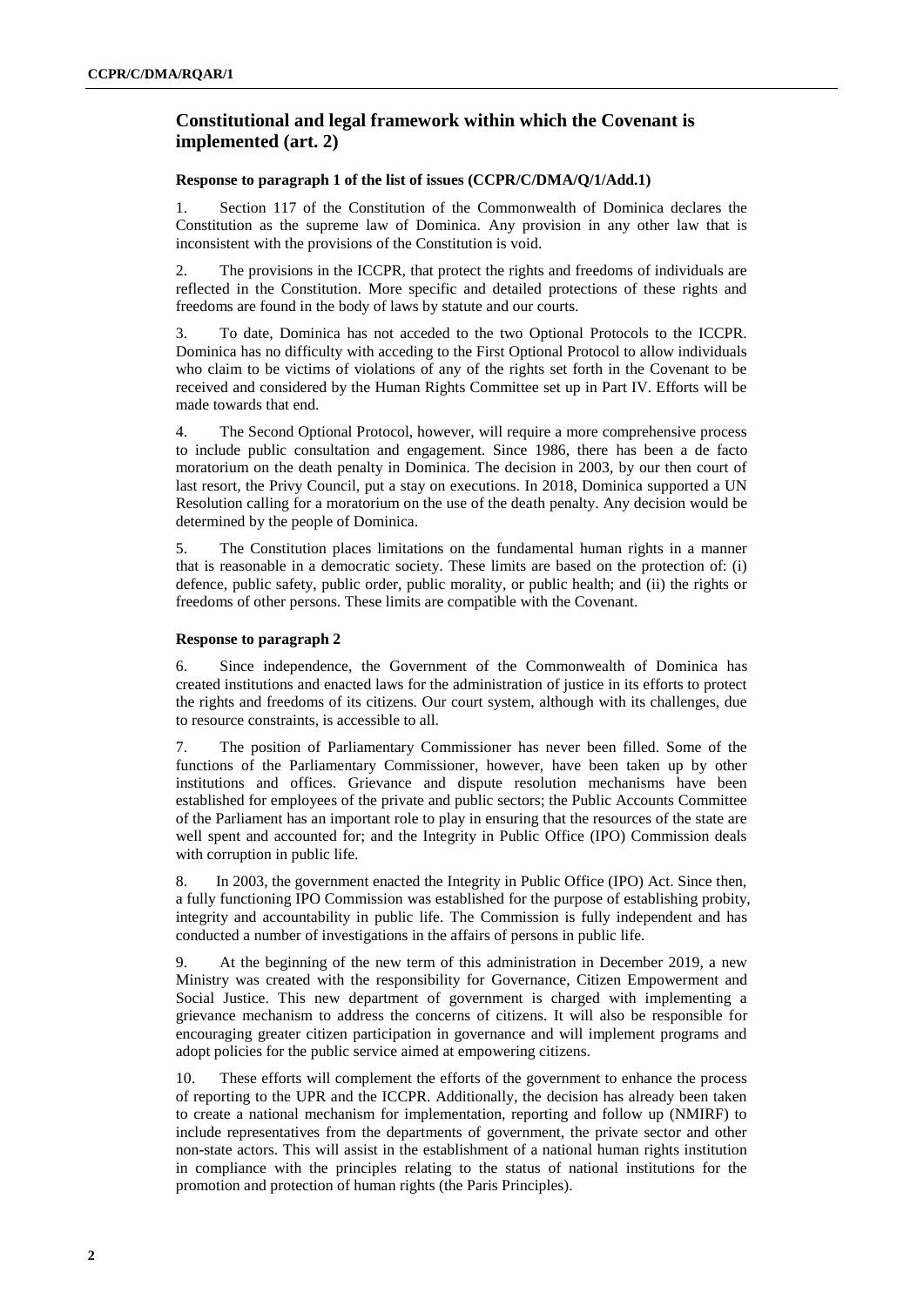## Constitutional and legal framework within which the Covenant is implemented (art. 2)

### Response to paragraph 1 of the list of issues (CCPR/C/DMA/Q/1/Add.1)

1. Section 117 of the Constitution of the Commonwealth of Dominica declares the Constitution as the supreme law of Dominica. Any provision in any other law that is inconsistent with the provisions of the Constitution is void.

2. The provisions in the ICCPR, that protect the rights and freedoms of individuals are reflected in the Constitution. More specific and detailed protections of these rights and freedoms are found in the body of laws by statute and our courts.

3. To date, Dominica has not acceded to the two Optional Protocols to the ICCPR. Dominica has no difficulty with acceding to the First Optional Protocol to allow individuals who claim to be victims of violations of any of the rights set forth in the Covenant to be received and considered by the Human Rights Committee set up in Part IV. Efforts will be made towards that end.

4. The Second Optional Protocol, however, will require a more comprehensive process to include public consultation and engagement. Since 1986, there has been a de facto moratorium on the death penalty in Dominica. The decision in 2003, by our then court of last resort, the Privy Council, put a stay on executions. In 2018, Dominica supported a UN Resolution calling for a moratorium on the use of the death penalty. Any decision would be determined by the people of Dominica.

5. The Constitution places limitations on the fundamental human rights in a manner that is reasonable in a democratic society. These limits are based on the protection of: (i) defence, public safety, public order, public morality, or public health; and (ii) the rights or freedoms of other persons. These limits are compatible with the Covenant.

### Response to paragraph 2

6. Since independence, the Government of the Commonwealth of Dominica has created institutions and enacted laws for the administration of justice in its efforts to protect the rights and freedoms of its citizens. Our court system, although with its challenges, due to resource constraints, is accessible to all.

7. The position of Parliamentary Commissioner has never been filled. Some of the functions of the Parliamentary Commissioner, however, have been taken up by other institutions and offices. Grievance and dispute resolution mechanisms have been established for employees of the private and public sectors; the Public Accounts Committee of the Parliament has an important role to play in ensuring that the resources of the state are well spent and accounted for; and the Integrity in Public Office (IPO) Commission deals with corruption in public life.

8. In 2003, the government enacted the Integrity in Public Office (IPO) Act. Since then, a fully functioning IPO Commission was established for the purpose of establishing probity, integrity and accountability in public life. The Commission is fully independent and has conducted a number of investigations in the affairs of persons in public life.

9. At the beginning of the new term of this administration in December 2019, a new Ministry was created with the responsibility for Governance, Citizen Empowerment and Social Justice. This new department of government is charged with implementing a grievance mechanism to address the concerns of citizens. It will also be responsible for encouraging greater citizen participation in governance and will implement programs and adopt policies for the public service aimed at empowering citizens.

10. These efforts will complement the efforts of the government to enhance the process of reporting to the UPR and the ICCPR. Additionally, the decision has already been taken to create a national mechanism for implementation, reporting and follow up (NMIRF) to include representatives from the departments of government, the private sector and other non-state actors. This will assist in the establishment of a national human rights institution in compliance with the principles relating to the status of national institutions for the promotion and protection of human rights (the Paris Principles).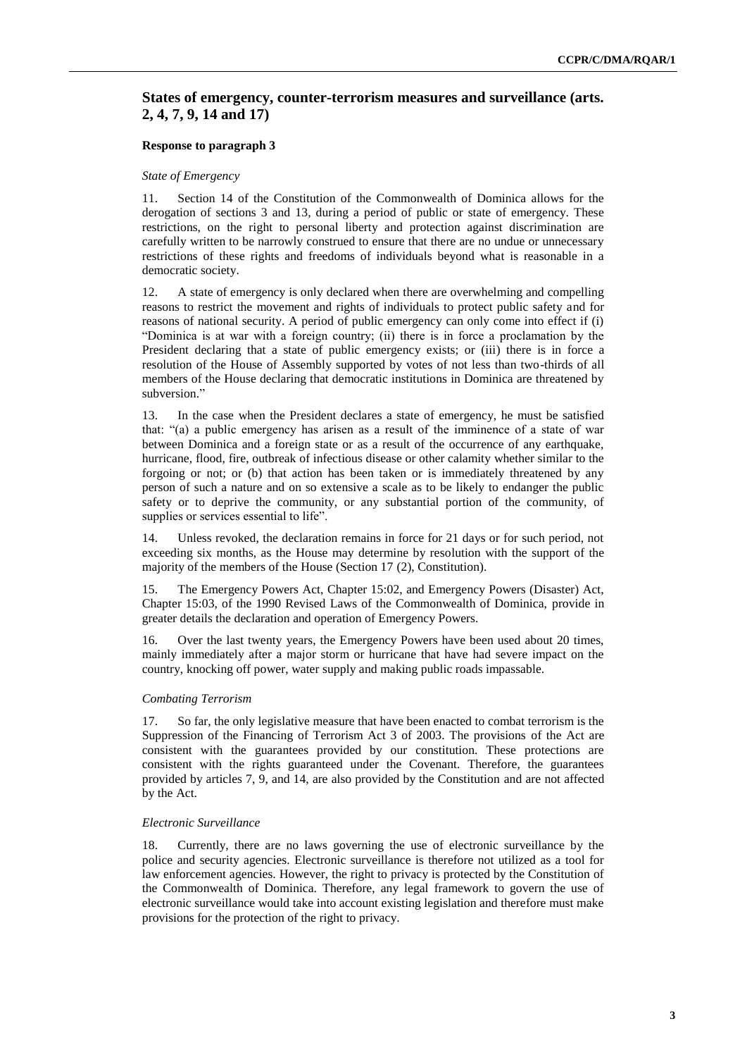## States of emergency, counter-terrorism measures and surveillance (arts. 2, 4, 7, 9, 14 and 17)

### Response to paragraph 3

*State of Emergency*

11. Section 14 of the Constitution of the Commonwealth of Dominica allows for the derogation of sections 3 and 13, during a period of public or state of emergency. These restrictions, on the right to personal liberty and protection against discrimination are carefully written to be narrowly construed to ensure that there are no undue or unnecessary restrictions of these rights and freedoms of individuals beyond what is reasonable in a democratic society.

12. A state of emergency is only declared when there are overwhelming and compelling reasons to restrict the movement and rights of individuals to protect public safety and for reasons of national security. A period of public emergency can only come into effect if (i) "Dominica is at war with a foreign country; (ii) there is in force a proclamation by the President declaring that a state of public emergency exists; or (iii) there is in force a resolution of the House of Assembly supported by votes of not less than two-thirds of all members of the House declaring that democratic institutions in Dominica are threatened by subversion."

13. In the case when the President declares a state of emergency, he must be satisfied that: "(a) a public emergency has arisen as a result of the imminence of a state of war between Dominica and a foreign state or as a result of the occurrence of any earthquake, hurricane, flood, fire, outbreak of infectious disease or other calamity whether similar to the forgoing or not; or (b) that action has been taken or is immediately threatened by any person of such a nature and on so extensive a scale as to be likely to endanger the public safety or to deprive the community, or any substantial portion of the community, of supplies or services essential to life".

14. Unless revoked, the declaration remains in force for 21 days or for such period, not exceeding six months, as the House may determine by resolution with the support of the majority of the members of the House (Section 17 (2), Constitution).

15. The Emergency Powers Act, Chapter 15:02, and Emergency Powers (Disaster) Act, Chapter 15:03, of the 1990 Revised Laws of the Commonwealth of Dominica, provide in greater details the declaration and operation of Emergency Powers.

16. Over the last twenty years, the Emergency Powers have been used about 20 times, mainly immediately after a major storm or hurricane that have had severe impact on the country, knocking off power, water supply and making public roads impassable.

*Combating Terrorism*

17. So far, the only legislative measure that have been enacted to combat terrorism is the Suppression of the Financing of Terrorism Act 3 of 2003. The provisions of the Act are consistent with the guarantees provided by our constitution. These protections are consistent with the rights guaranteed under the Covenant. Therefore, the guarantees provided by articles 7, 9, and 14, are also provided by the Constitution and are not affected by the Act.

*Electronic Surveillance*

18. Currently, there are no laws governing the use of electronic surveillance by the police and security agencies. Electronic surveillance is therefore not utilized as a tool for law enforcement agencies. However, the right to privacy is protected by the Constitution of the Commonwealth of Dominica. Therefore, any legal framework to govern the use of electronic surveillance would take into account existing legislation and therefore must make provisions for the protection of the right to privacy.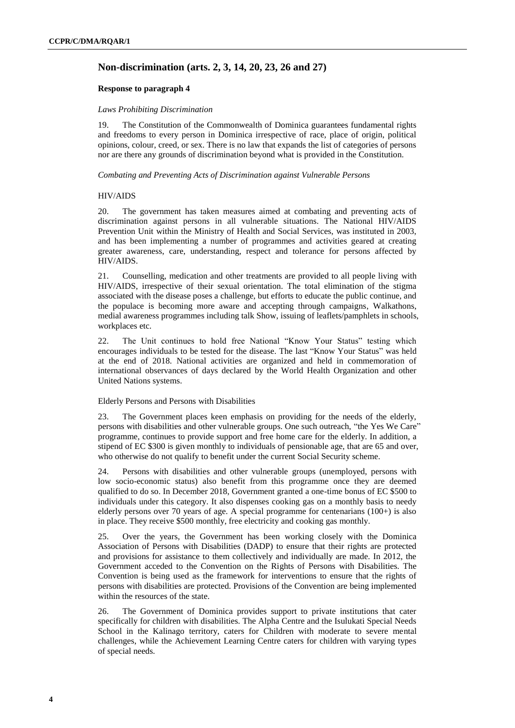## Non-discrimination (arts. 2, 3, 14, 20, 23, 26 and 27)

### Response to paragraph 4

*Laws Prohibiting Discrimination*

19. The Constitution of the Commonwealth of Dominica guarantees fundamental rights and freedoms to every person in Dominica irrespective of race, place of origin, political opinions, colour, creed, or sex. There is no law that expands the list of categories of persons nor are there any grounds of discrimination beyond what is provided in the Constitution.

*Combating and Preventing Acts of Discrimination against Vulnerable Persons*

HIV/AIDS

20. The government has taken measures aimed at combating and preventing acts of discrimination against persons in all vulnerable situations. The National HIV/AIDS Prevention Unit within the Ministry of Health and Social Services, was instituted in 2003, and has been implementing a number of programmes and activities geared at creating greater awareness, care, understanding, respect and tolerance for persons affected by HIV/AIDS.

21. Counselling, medication and other treatments are provided to all people living with HIV/AIDS, irrespective of their sexual orientation. The total elimination of the stigma associated with the disease poses a challenge, but efforts to educate the public continue, and the populace is becoming more aware and accepting through campaigns, Walkathons, medial awareness programmes including talk Show, issuing of leaflets/pamphlets in schools, workplaces etc.

22. The Unit continues to hold free National "Know Your Status" testing which encourages individuals to be tested for the disease. The last "Know Your Status" was held at the end of 2018. National activities are organized and held in commemoration of international observances of days declared by the World Health Organization and other United Nations systems.

Elderly Persons and Persons with Disabilities

23. The Government places keen emphasis on providing for the needs of the elderly, persons with disabilities and other vulnerable groups. One such outreach, "the Yes We Care" programme, continues to provide support and free home care for the elderly. In addition, a stipend of EC $300 is given monthly to individuals of pensionable age, that are 65 and over, who otherwise do not qualify to benefit under the current Social Security scheme.

24. Persons with disabilities and other vulnerable groups (unemployed, persons with low socio-economic status) also benefit from this programme once they are deemed qualified to do so. In December 2018, Government granted a one-time bonus of EC $500 to individuals under this category. It also dispenses cooking gas on a monthly basis to needy elderly persons over 70 years of age. A special programme for centenarians (100+) is also in place. They receive $500 monthly, free electricity and cooking gas monthly.

25. Over the years, the Government has been working closely with the Dominica Association of Persons with Disabilities (DADP) to ensure that their rights are protected and provisions for assistance to them collectively and individually are made. In 2012, the Government acceded to the Convention on the Rights of Persons with Disabilities. The Convention is being used as the framework for interventions to ensure that the rights of persons with disabilities are protected. Provisions of the Convention are being implemented within the resources of the state.

26. The Government of Dominica provides support to private institutions that cater specifically for children with disabilities. The Alpha Centre and the Isulukati Special Needs School in the Kalinago territory, caters for Children with moderate to severe mental challenges, while the Achievement Learning Centre caters for children with varying types of special needs.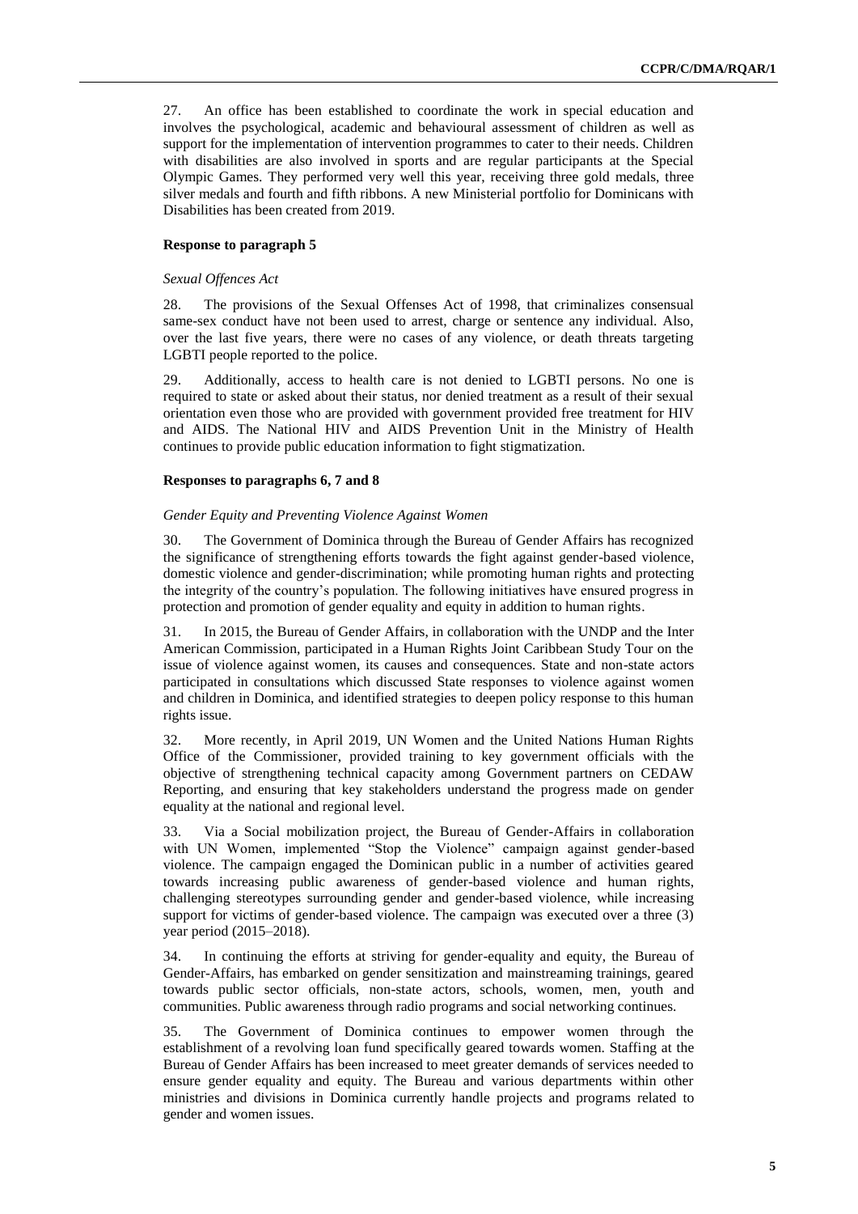27. An office has been established to coordinate the work in special education and involves the psychological, academic and behavioural assessment of children as well as support for the implementation of intervention programmes to cater to their needs. Children with disabilities are also involved in sports and are regular participants at the Special Olympic Games. They performed very well this year, receiving three gold medals, three silver medals and fourth and fifth ribbons. A new Ministerial portfolio for Dominicans with Disabilities has been created from 2019.

### Response to paragraph 5

*Sexual Offences Act*

28. The provisions of the Sexual Offenses Act of 1998, that criminalizes consensual same-sex conduct have not been used to arrest, charge or sentence any individual. Also, over the last five years, there were no cases of any violence, or death threats targeting LGBTI people reported to the police.

29. Additionally, access to health care is not denied to LGBTI persons. No one is required to state or asked about their status, nor denied treatment as a result of their sexual orientation even those who are provided with government provided free treatment for HIV and AIDS. The National HIV and AIDS Prevention Unit in the Ministry of Health continues to provide public education information to fight stigmatization.

### Responses to paragraphs 6, 7 and 8

*Gender Equity and Preventing Violence Against Women*

30. The Government of Dominica through the Bureau of Gender Affairs has recognized the significance of strengthening efforts towards the fight against gender-based violence, domestic violence and gender-discrimination; while promoting human rights and protecting the integrity of the country's population. The following initiatives have ensured progress in protection and promotion of gender equality and equity in addition to human rights.

31. In 2015, the Bureau of Gender Affairs, in collaboration with the UNDP and the Inter American Commission, participated in a Human Rights Joint Caribbean Study Tour on the issue of violence against women, its causes and consequences. State and non-state actors participated in consultations which discussed State responses to violence against women and children in Dominica, and identified strategies to deepen policy response to this human rights issue.

32. More recently, in April 2019, UN Women and the United Nations Human Rights Office of the Commissioner, provided training to key government officials with the objective of strengthening technical capacity among Government partners on CEDAW Reporting, and ensuring that key stakeholders understand the progress made on gender equality at the national and regional level.

33. Via a Social mobilization project, the Bureau of Gender-Affairs in collaboration with UN Women, implemented "Stop the Violence" campaign against gender-based violence. The campaign engaged the Dominican public in a number of activities geared towards increasing public awareness of gender-based violence and human rights, challenging stereotypes surrounding gender and gender-based violence, while increasing support for victims of gender-based violence. The campaign was executed over a three (3) year period (2015–2018).

34. In continuing the efforts at striving for gender-equality and equity, the Bureau of Gender-Affairs, has embarked on gender sensitization and mainstreaming trainings, geared towards public sector officials, non-state actors, schools, women, men, youth and communities. Public awareness through radio programs and social networking continues.

35. The Government of Dominica continues to empower women through the establishment of a revolving loan fund specifically geared towards women. Staffing at the Bureau of Gender Affairs has been increased to meet greater demands of services needed to ensure gender equality and equity. The Bureau and various departments within other ministries and divisions in Dominica currently handle projects and programs related to gender and women issues.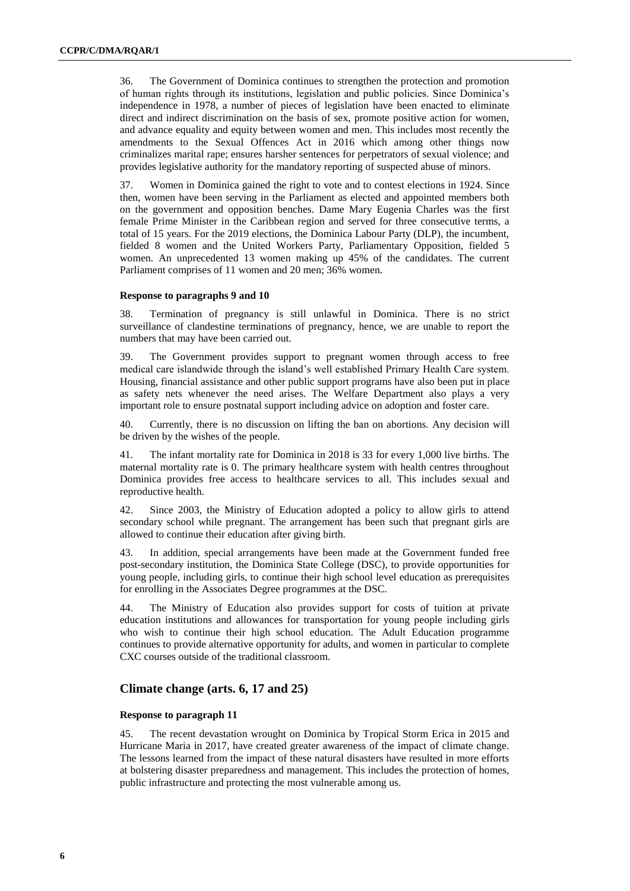36. The Government of Dominica continues to strengthen the protection and promotion of human rights through its institutions, legislation and public policies. Since Dominica's independence in 1978, a number of pieces of legislation have been enacted to eliminate direct and indirect discrimination on the basis of sex, promote positive action for women, and advance equality and equity between women and men. This includes most recently the amendments to the Sexual Offences Act in 2016 which among other things now criminalizes marital rape; ensures harsher sentences for perpetrators of sexual violence; and provides legislative authority for the mandatory reporting of suspected abuse of minors.

37. Women in Dominica gained the right to vote and to contest elections in 1924. Since then, women have been serving in the Parliament as elected and appointed members both on the government and opposition benches. Dame Mary Eugenia Charles was the first female Prime Minister in the Caribbean region and served for three consecutive terms, a total of 15 years. For the 2019 elections, the Dominica Labour Party (DLP), the incumbent, fielded 8 women and the United Workers Party, Parliamentary Opposition, fielded 5 women. An unprecedented 13 women making up 45% of the candidates. The current Parliament comprises of 11 women and 20 men; 36% women.

#### Response to paragraphs 9 and 10

38. Termination of pregnancy is still unlawful in Dominica. There is no strict surveillance of clandestine terminations of pregnancy, hence, we are unable to report the numbers that may have been carried out.

39. The Government provides support to pregnant women through access to free medical care islandwide through the island's well established Primary Health Care system. Housing, financial assistance and other public support programs have also been put in place as safety nets whenever the need arises. The Welfare Department also plays a very important role to ensure postnatal support including advice on adoption and foster care.

40. Currently, there is no discussion on lifting the ban on abortions. Any decision will be driven by the wishes of the people.

41. The infant mortality rate for Dominica in 2018 is 33 for every 1,000 live births. The maternal mortality rate is 0. The primary healthcare system with health centres throughout Dominica provides free access to healthcare services to all. This includes sexual and reproductive health.

42. Since 2003, the Ministry of Education adopted a policy to allow girls to attend secondary school while pregnant. The arrangement has been such that pregnant girls are allowed to continue their education after giving birth.

43. In addition, special arrangements have been made at the Government funded free post-secondary institution, the Dominica State College (DSC), to provide opportunities for young people, including girls, to continue their high school level education as prerequisites for enrolling in the Associates Degree programmes at the DSC.

44. The Ministry of Education also provides support for costs of tuition at private education institutions and allowances for transportation for young people including girls who wish to continue their high school education. The Adult Education programme continues to provide alternative opportunity for adults, and women in particular to complete CXC courses outside of the traditional classroom.

## Climate change (arts. 6, 17 and 25)

#### Response to paragraph 11

45. The recent devastation wrought on Dominica by Tropical Storm Erica in 2015 and Hurricane Maria in 2017, have created greater awareness of the impact of climate change. The lessons learned from the impact of these natural disasters have resulted in more efforts at bolstering disaster preparedness and management. This includes the protection of homes, public infrastructure and protecting the most vulnerable among us.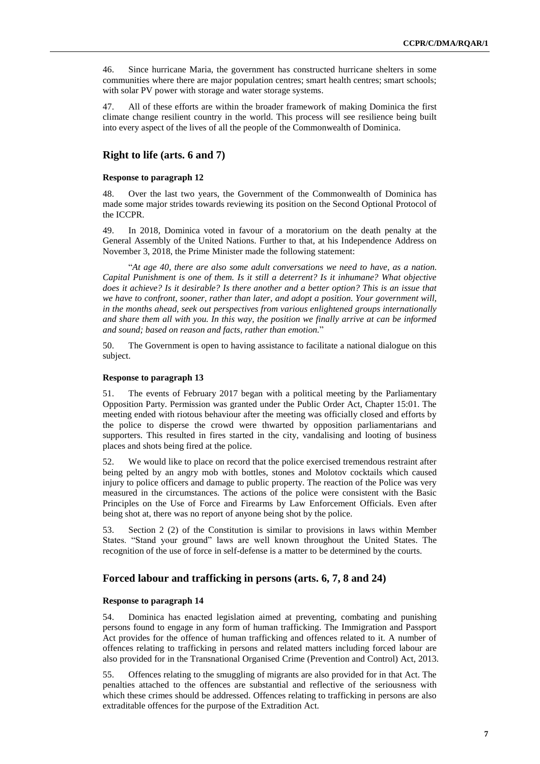46. Since hurricane Maria, the government has constructed hurricane shelters in some communities where there are major population centres; smart health centres; smart schools; with solar PV power with storage and water storage systems.

47. All of these efforts are within the broader framework of making Dominica the first climate change resilient country in the world. This process will see resilience being built into every aspect of the lives of all the people of the Commonwealth of Dominica.

## Right to life (arts. 6 and 7)

### Response to paragraph 12

48. Over the last two years, the Government of the Commonwealth of Dominica has made some major strides towards reviewing its position on the Second Optional Protocol of the ICCPR.

49. In 2018, Dominica voted in favour of a moratorium on the death penalty at the General Assembly of the United Nations. Further to that, at his Independence Address on November 3, 2018, the Prime Minister made the following statement:

"*At age 40, there are also some adult conversations we need to have, as a nation. Capital Punishment is one of them. Is it still a deterrent? Is it inhumane? What objective does it achieve? Is it desirable? Is there another and a better option? This is an issue that we have to confront, sooner, rather than later, and adopt a position. Your government will, in the months ahead, seek out perspectives from various enlightened groups internationally and share them all with you. In this way, the position we finally arrive at can be informed and sound; based on reason and facts, rather than emotion.*"

50. The Government is open to having assistance to facilitate a national dialogue on this subject.

### Response to paragraph 13

51. The events of February 2017 began with a political meeting by the Parliamentary Opposition Party. Permission was granted under the Public Order Act, Chapter 15:01. The meeting ended with riotous behaviour after the meeting was officially closed and efforts by the police to disperse the crowd were thwarted by opposition parliamentarians and supporters. This resulted in fires started in the city, vandalising and looting of business places and shots being fired at the police.

52. We would like to place on record that the police exercised tremendous restraint after being pelted by an angry mob with bottles, stones and Molotov cocktails which caused injury to police officers and damage to public property. The reaction of the Police was very measured in the circumstances. The actions of the police were consistent with the Basic Principles on the Use of Force and Firearms by Law Enforcement Officials. Even after being shot at, there was no report of anyone being shot by the police.

53. Section 2 (2) of the Constitution is similar to provisions in laws within Member States. "Stand your ground" laws are well known throughout the United States. The recognition of the use of force in self-defense is a matter to be determined by the courts.

## Forced labour and trafficking in persons (arts. 6, 7, 8 and 24)

### Response to paragraph 14

54. Dominica has enacted legislation aimed at preventing, combating and punishing persons found to engage in any form of human trafficking. The Immigration and Passport Act provides for the offence of human trafficking and offences related to it. A number of offences relating to trafficking in persons and related matters including forced labour are also provided for in the Transnational Organised Crime (Prevention and Control) Act, 2013.

55. Offences relating to the smuggling of migrants are also provided for in that Act. The penalties attached to the offences are substantial and reflective of the seriousness with which these crimes should be addressed. Offences relating to trafficking in persons are also extraditable offences for the purpose of the Extradition Act.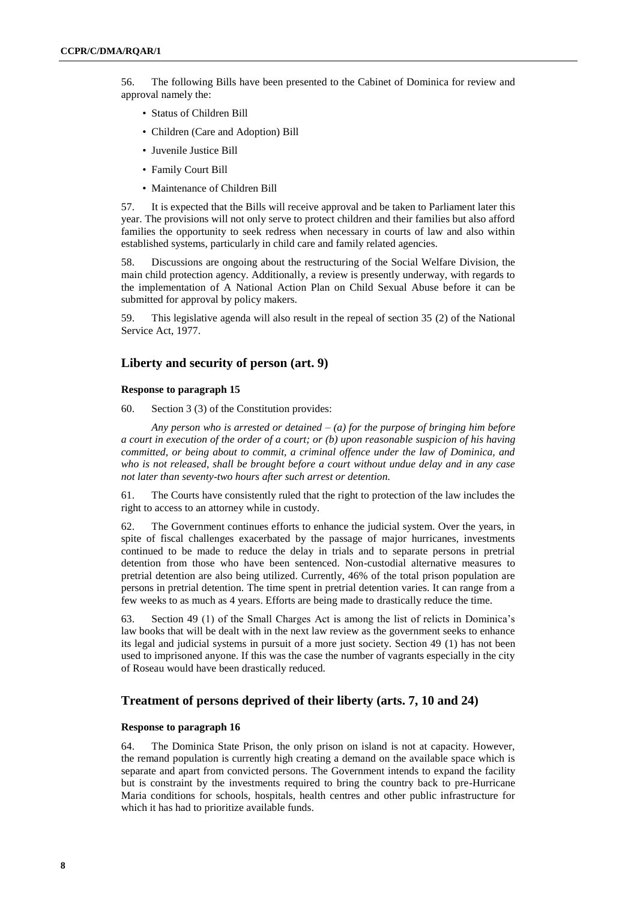56. The following Bills have been presented to the Cabinet of Dominica for review and approval namely the:

- Status of Children Bill
- Children (Care and Adoption) Bill
- Juvenile Justice Bill
- Family Court Bill
- Maintenance of Children Bill

57. It is expected that the Bills will receive approval and be taken to Parliament later this year. The provisions will not only serve to protect children and their families but also afford families the opportunity to seek redress when necessary in courts of law and also within established systems, particularly in child care and family related agencies.

58. Discussions are ongoing about the restructuring of the Social Welfare Division, the main child protection agency. Additionally, a review is presently underway, with regards to the implementation of A National Action Plan on Child Sexual Abuse before it can be submitted for approval by policy makers.

59. This legislative agenda will also result in the repeal of section 35 (2) of the National Service Act, 1977.

## Liberty and security of person (art. 9)

### Response to paragraph 15

60. Section 3 (3) of the Constitution provides:

*Any person who is arrested or detained – (a) for the purpose of bringing him before a court in execution of the order of a court; or (b) upon reasonable suspicion of his having committed, or being about to commit, a criminal offence under the law of Dominica, and who is not released, shall be brought before a court without undue delay and in any case not later than seventy-two hours after such arrest or detention.*

61. The Courts have consistently ruled that the right to protection of the law includes the right to access to an attorney while in custody.

62. The Government continues efforts to enhance the judicial system. Over the years, in spite of fiscal challenges exacerbated by the passage of major hurricanes, investments continued to be made to reduce the delay in trials and to separate persons in pretrial detention from those who have been sentenced. Non-custodial alternative measures to pretrial detention are also being utilized. Currently, 46% of the total prison population are persons in pretrial detention. The time spent in pretrial detention varies. It can range from a few weeks to as much as 4 years. Efforts are being made to drastically reduce the time.

63. Section 49 (1) of the Small Charges Act is among the list of relicts in Dominica's law books that will be dealt with in the next law review as the government seeks to enhance its legal and judicial systems in pursuit of a more just society. Section 49 (1) has not been used to imprisoned anyone. If this was the case the number of vagrants especially in the city of Roseau would have been drastically reduced.

## Treatment of persons deprived of their liberty (arts. 7, 10 and 24)

### Response to paragraph 16

64. The Dominica State Prison, the only prison on island is not at capacity. However, the remand population is currently high creating a demand on the available space which is separate and apart from convicted persons. The Government intends to expand the facility but is constraint by the investments required to bring the country back to pre-Hurricane Maria conditions for schools, hospitals, health centres and other public infrastructure for which it has had to prioritize available funds.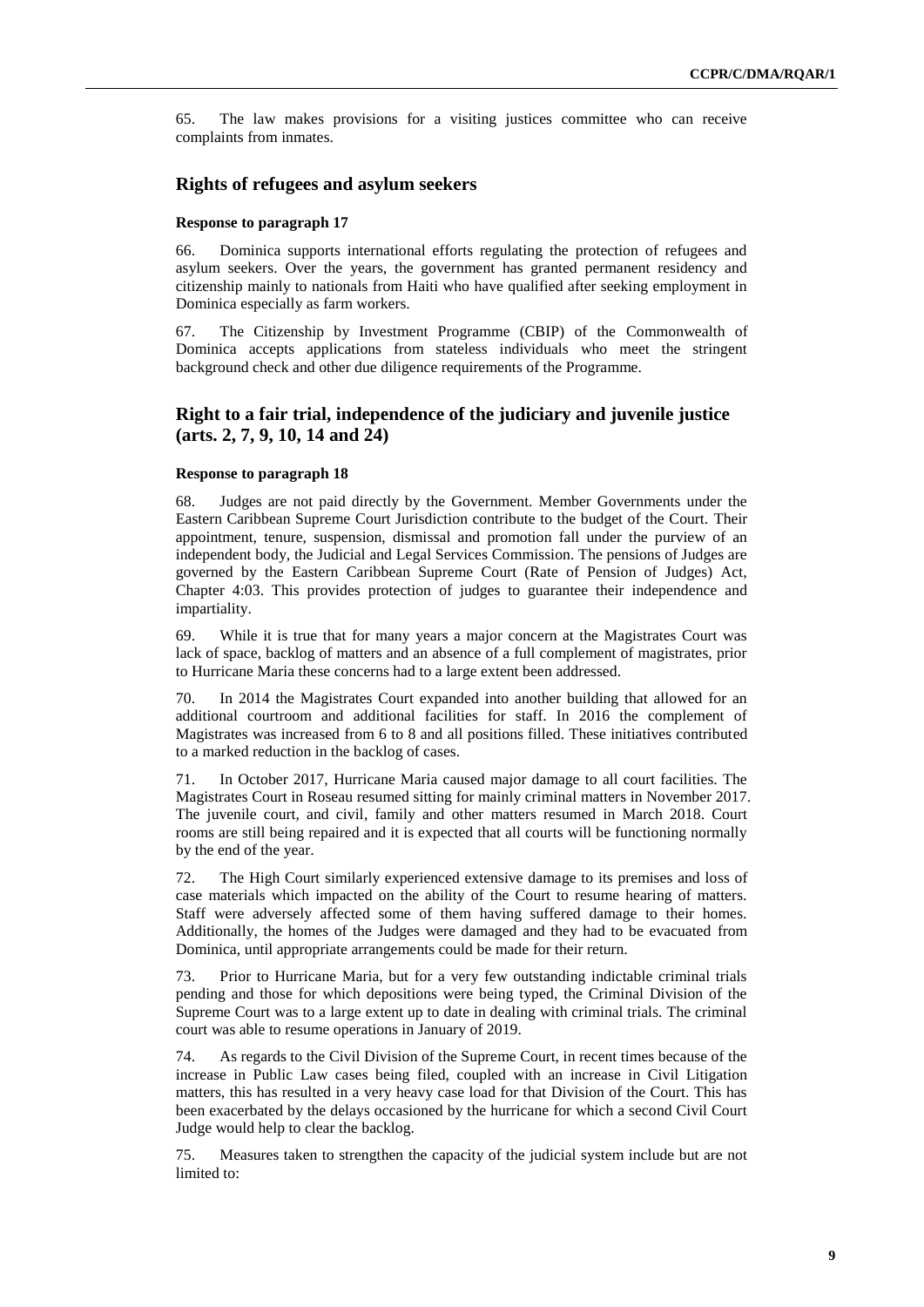65. The law makes provisions for a visiting justices committee who can receive complaints from inmates.

## Rights of refugees and asylum seekers

### Response to paragraph 17

66. Dominica supports international efforts regulating the protection of refugees and asylum seekers. Over the years, the government has granted permanent residency and citizenship mainly to nationals from Haiti who have qualified after seeking employment in Dominica especially as farm workers.

67. The Citizenship by Investment Programme (CBIP) of the Commonwealth of Dominica accepts applications from stateless individuals who meet the stringent background check and other due diligence requirements of the Programme.

## Right to a fair trial, independence of the judiciary and juvenile justice (arts. 2, 7, 9, 10, 14 and 24)

### Response to paragraph 18

68. Judges are not paid directly by the Government. Member Governments under the Eastern Caribbean Supreme Court Jurisdiction contribute to the budget of the Court. Their appointment, tenure, suspension, dismissal and promotion fall under the purview of an independent body, the Judicial and Legal Services Commission. The pensions of Judges are governed by the Eastern Caribbean Supreme Court (Rate of Pension of Judges) Act, Chapter 4:03. This provides protection of judges to guarantee their independence and impartiality.

69. While it is true that for many years a major concern at the Magistrates Court was lack of space, backlog of matters and an absence of a full complement of magistrates, prior to Hurricane Maria these concerns had to a large extent been addressed.

70. In 2014 the Magistrates Court expanded into another building that allowed for an additional courtroom and additional facilities for staff. In 2016 the complement of Magistrates was increased from 6 to 8 and all positions filled. These initiatives contributed to a marked reduction in the backlog of cases.

71. In October 2017, Hurricane Maria caused major damage to all court facilities. The Magistrates Court in Roseau resumed sitting for mainly criminal matters in November 2017. The juvenile court, and civil, family and other matters resumed in March 2018. Court rooms are still being repaired and it is expected that all courts will be functioning normally by the end of the year.

72. The High Court similarly experienced extensive damage to its premises and loss of case materials which impacted on the ability of the Court to resume hearing of matters. Staff were adversely affected some of them having suffered damage to their homes. Additionally, the homes of the Judges were damaged and they had to be evacuated from Dominica, until appropriate arrangements could be made for their return.

73. Prior to Hurricane Maria, but for a very few outstanding indictable criminal trials pending and those for which depositions were being typed, the Criminal Division of the Supreme Court was to a large extent up to date in dealing with criminal trials. The criminal court was able to resume operations in January of 2019.

74. As regards to the Civil Division of the Supreme Court, in recent times because of the increase in Public Law cases being filed, coupled with an increase in Civil Litigation matters, this has resulted in a very heavy case load for that Division of the Court. This has been exacerbated by the delays occasioned by the hurricane for which a second Civil Court Judge would help to clear the backlog.

75. Measures taken to strengthen the capacity of the judicial system include but are not limited to: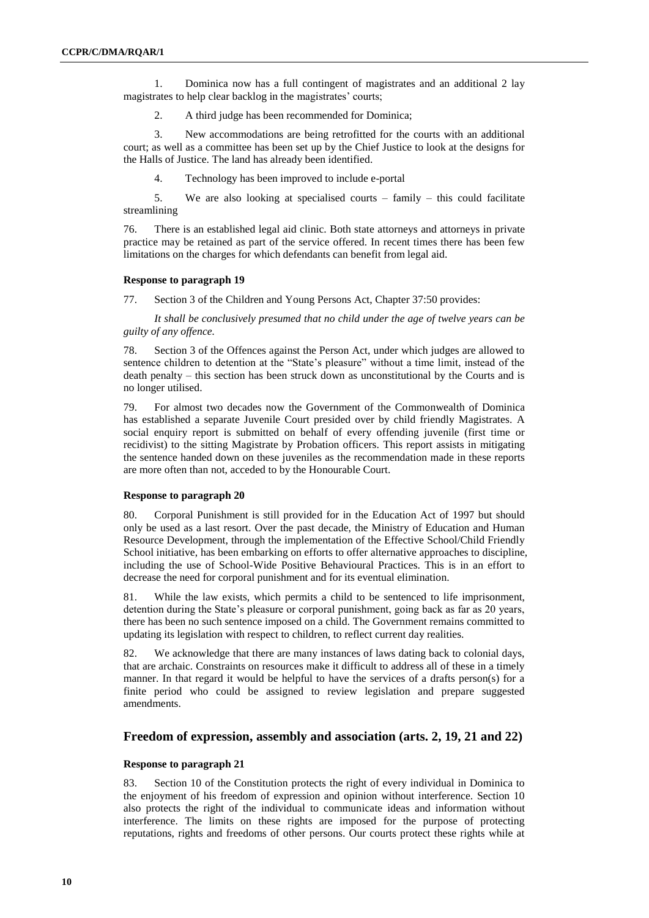1. Dominica now has a full contingent of magistrates and an additional 2 lay magistrates to help clear backlog in the magistrates' courts;

2. A third judge has been recommended for Dominica;

3. New accommodations are being retrofitted for the courts with an additional court; as well as a committee has been set up by the Chief Justice to look at the designs for the Halls of Justice. The land has already been identified.

4. Technology has been improved to include e-portal

5. We are also looking at specialised courts – family – this could facilitate streamlining

76. There is an established legal aid clinic. Both state attorneys and attorneys in private practice may be retained as part of the service offered. In recent times there has been few limitations on the charges for which defendants can benefit from legal aid.

#### Response to paragraph 19

77. Section 3 of the Children and Young Persons Act, Chapter 37:50 provides:

*It shall be conclusively presumed that no child under the age of twelve years can be guilty of any offence.*

78. Section 3 of the Offences against the Person Act, under which judges are allowed to sentence children to detention at the "State's pleasure" without a time limit, instead of the death penalty – this section has been struck down as unconstitutional by the Courts and is no longer utilised.

79. For almost two decades now the Government of the Commonwealth of Dominica has established a separate Juvenile Court presided over by child friendly Magistrates. A social enquiry report is submitted on behalf of every offending juvenile (first time or recidivist) to the sitting Magistrate by Probation officers. This report assists in mitigating the sentence handed down on these juveniles as the recommendation made in these reports are more often than not, acceded to by the Honourable Court.

#### Response to paragraph 20

80. Corporal Punishment is still provided for in the Education Act of 1997 but should only be used as a last resort. Over the past decade, the Ministry of Education and Human Resource Development, through the implementation of the Effective School/Child Friendly School initiative, has been embarking on efforts to offer alternative approaches to discipline, including the use of School-Wide Positive Behavioural Practices. This is in an effort to decrease the need for corporal punishment and for its eventual elimination.

81. While the law exists, which permits a child to be sentenced to life imprisonment, detention during the State's pleasure or corporal punishment, going back as far as 20 years, there has been no such sentence imposed on a child. The Government remains committed to updating its legislation with respect to children, to reflect current day realities.

82. We acknowledge that there are many instances of laws dating back to colonial days, that are archaic. Constraints on resources make it difficult to address all of these in a timely manner. In that regard it would be helpful to have the services of a drafts person(s) for a finite period who could be assigned to review legislation and prepare suggested amendments.

## Freedom of expression, assembly and association (arts. 2, 19, 21 and 22)

#### Response to paragraph 21

83. Section 10 of the Constitution protects the right of every individual in Dominica to the enjoyment of his freedom of expression and opinion without interference. Section 10 also protects the right of the individual to communicate ideas and information without interference. The limits on these rights are imposed for the purpose of protecting reputations, rights and freedoms of other persons. Our courts protect these rights while at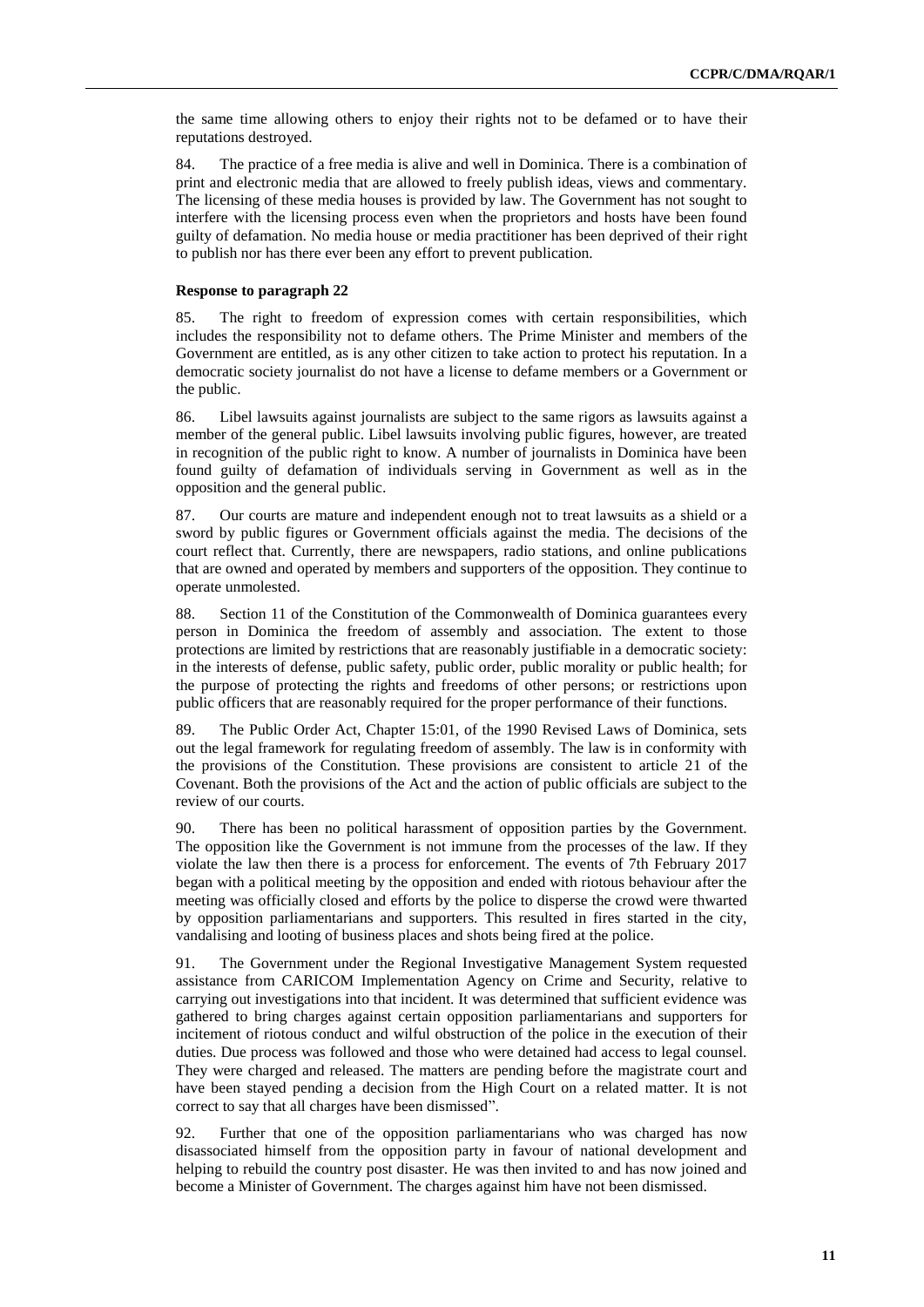the same time allowing others to enjoy their rights not to be defamed or to have their reputations destroyed.

84. The practice of a free media is alive and well in Dominica. There is a combination of print and electronic media that are allowed to freely publish ideas, views and commentary. The licensing of these media houses is provided by law. The Government has not sought to interfere with the licensing process even when the proprietors and hosts have been found guilty of defamation. No media house or media practitioner has been deprived of their right to publish nor has there ever been any effort to prevent publication.

**Response to paragraph 22**

85. The right to freedom of expression comes with certain responsibilities, which includes the responsibility not to defame others. The Prime Minister and members of the Government are entitled, as is any other citizen to take action to protect his reputation. In a democratic society journalist do not have a license to defame members or a Government or the public.

86. Libel lawsuits against journalists are subject to the same rigors as lawsuits against a member of the general public. Libel lawsuits involving public figures, however, are treated in recognition of the public right to know. A number of journalists in Dominica have been found guilty of defamation of individuals serving in Government as well as in the opposition and the general public.

87. Our courts are mature and independent enough not to treat lawsuits as a shield or a sword by public figures or Government officials against the media. The decisions of the court reflect that. Currently, there are newspapers, radio stations, and online publications that are owned and operated by members and supporters of the opposition. They continue to operate unmolested.

88. Section 11 of the Constitution of the Commonwealth of Dominica guarantees every person in Dominica the freedom of assembly and association. The extent to those protections are limited by restrictions that are reasonably justifiable in a democratic society: in the interests of defense, public safety, public order, public morality or public health; for the purpose of protecting the rights and freedoms of other persons; or restrictions upon public officers that are reasonably required for the proper performance of their functions.

89. The Public Order Act, Chapter 15:01, of the 1990 Revised Laws of Dominica, sets out the legal framework for regulating freedom of assembly. The law is in conformity with the provisions of the Constitution. These provisions are consistent to article 21 of the Covenant. Both the provisions of the Act and the action of public officials are subject to the review of our courts.

90. There has been no political harassment of opposition parties by the Government. The opposition like the Government is not immune from the processes of the law. If they violate the law then there is a process for enforcement. The events of 7th February 2017 began with a political meeting by the opposition and ended with riotous behaviour after the meeting was officially closed and efforts by the police to disperse the crowd were thwarted by opposition parliamentarians and supporters. This resulted in fires started in the city, vandalising and looting of business places and shots being fired at the police.

91. The Government under the Regional Investigative Management System requested assistance from CARICOM Implementation Agency on Crime and Security, relative to carrying out investigations into that incident. It was determined that sufficient evidence was gathered to bring charges against certain opposition parliamentarians and supporters for incitement of riotous conduct and wilful obstruction of the police in the execution of their duties. Due process was followed and those who were detained had access to legal counsel. They were charged and released. The matters are pending before the magistrate court and have been stayed pending a decision from the High Court on a related matter. It is not correct to say that all charges have been dismissed".

92. Further that one of the opposition parliamentarians who was charged has now disassociated himself from the opposition party in favour of national development and helping to rebuild the country post disaster. He was then invited to and has now joined and become a Minister of Government. The charges against him have not been dismissed.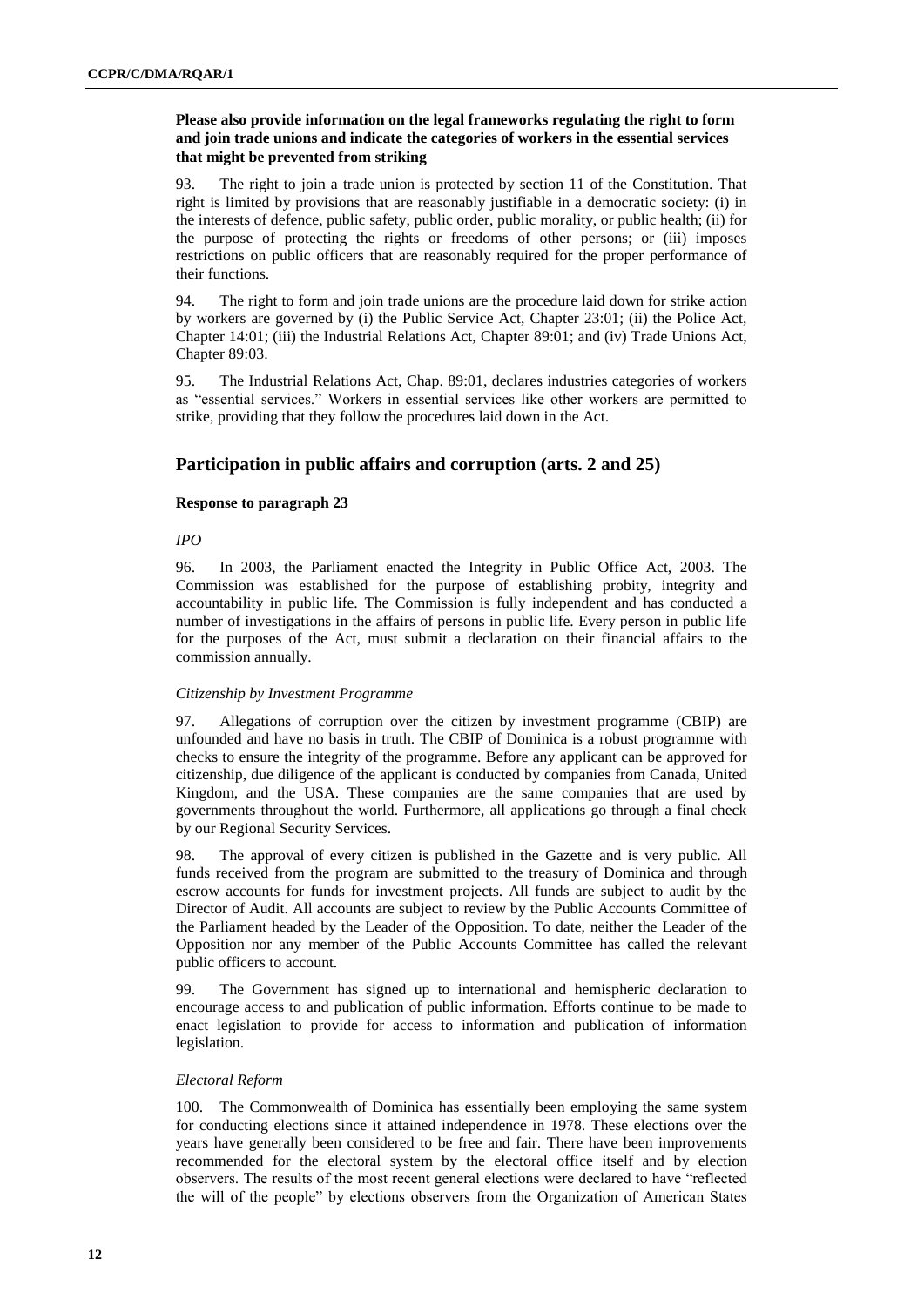**Please also provide information on the legal frameworks regulating the right to form and join trade unions and indicate the categories of workers in the essential services that might be prevented from striking**

93. The right to join a trade union is protected by section 11 of the Constitution. That right is limited by provisions that are reasonably justifiable in a democratic society: (i) in the interests of defence, public safety, public order, public morality, or public health; (ii) for the purpose of protecting the rights or freedoms of other persons; or (iii) imposes restrictions on public officers that are reasonably required for the proper performance of their functions.

94. The right to form and join trade unions are the procedure laid down for strike action by workers are governed by (i) the Public Service Act, Chapter 23:01; (ii) the Police Act, Chapter 14:01; (iii) the Industrial Relations Act, Chapter 89:01; and (iv) Trade Unions Act, Chapter 89:03.

95. The Industrial Relations Act, Chap. 89:01, declares industries categories of workers as "essential services." Workers in essential services like other workers are permitted to strike, providing that they follow the procedures laid down in the Act.

## Participation in public affairs and corruption (arts. 2 and 25)

### Response to paragraph 23

*IPO*

96. In 2003, the Parliament enacted the Integrity in Public Office Act, 2003. The Commission was established for the purpose of establishing probity, integrity and accountability in public life. The Commission is fully independent and has conducted a number of investigations in the affairs of persons in public life. Every person in public life for the purposes of the Act, must submit a declaration on their financial affairs to the commission annually.

*Citizenship by Investment Programme*

97. Allegations of corruption over the citizen by investment programme (CBIP) are unfounded and have no basis in truth. The CBIP of Dominica is a robust programme with checks to ensure the integrity of the programme. Before any applicant can be approved for citizenship, due diligence of the applicant is conducted by companies from Canada, United Kingdom, and the USA. These companies are the same companies that are used by governments throughout the world. Furthermore, all applications go through a final check by our Regional Security Services.

98. The approval of every citizen is published in the Gazette and is very public. All funds received from the program are submitted to the treasury of Dominica and through escrow accounts for funds for investment projects. All funds are subject to audit by the Director of Audit. All accounts are subject to review by the Public Accounts Committee of the Parliament headed by the Leader of the Opposition. To date, neither the Leader of the Opposition nor any member of the Public Accounts Committee has called the relevant public officers to account.

99. The Government has signed up to international and hemispheric declaration to encourage access to and publication of public information. Efforts continue to be made to enact legislation to provide for access to information and publication of information legislation.

*Electoral Reform*

100. The Commonwealth of Dominica has essentially been employing the same system for conducting elections since it attained independence in 1978. These elections over the years have generally been considered to be free and fair. There have been improvements recommended for the electoral system by the electoral office itself and by election observers. The results of the most recent general elections were declared to have "reflected the will of the people" by elections observers from the Organization of American States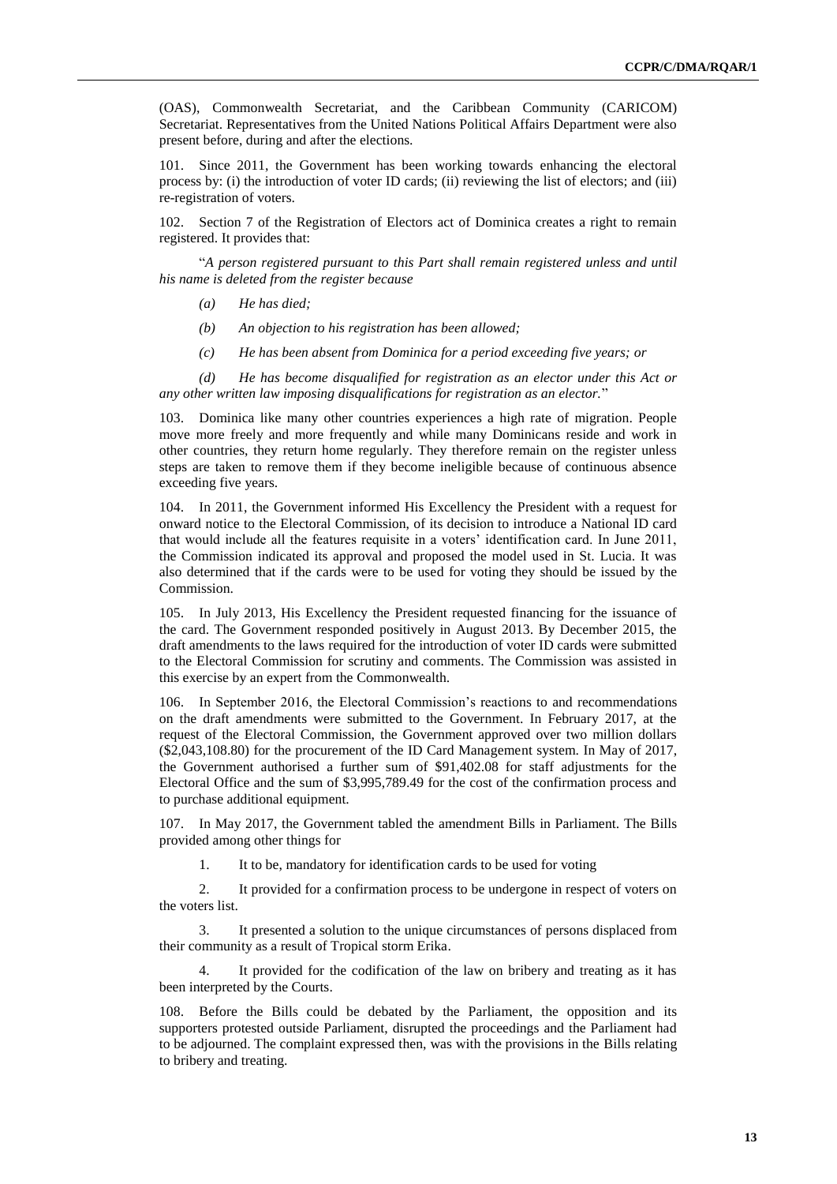(OAS), Commonwealth Secretariat, and the Caribbean Community (CARICOM) Secretariat. Representatives from the United Nations Political Affairs Department were also present before, during and after the elections.

101. Since 2011, the Government has been working towards enhancing the electoral process by: (i) the introduction of voter ID cards; (ii) reviewing the list of electors; and (iii) re-registration of voters.

102. Section 7 of the Registration of Electors act of Dominica creates a right to remain registered. It provides that:

"*A person registered pursuant to this Part shall remain registered unless and until his name is deleted from the register because*

*(a) He has died;*

*(b) An objection to his registration has been allowed;*

*(c) He has been absent from Dominica for a period exceeding five years; or*

*(d) He has become disqualified for registration as an elector under this Act or any other written law imposing disqualifications for registration as an elector.*"

103. Dominica like many other countries experiences a high rate of migration. People move more freely and more frequently and while many Dominicans reside and work in other countries, they return home regularly. They therefore remain on the register unless steps are taken to remove them if they become ineligible because of continuous absence exceeding five years.

104. In 2011, the Government informed His Excellency the President with a request for onward notice to the Electoral Commission, of its decision to introduce a National ID card that would include all the features requisite in a voters' identification card. In June 2011, the Commission indicated its approval and proposed the model used in St. Lucia. It was also determined that if the cards were to be used for voting they should be issued by the Commission.

105. In July 2013, His Excellency the President requested financing for the issuance of the card. The Government responded positively in August 2013. By December 2015, the draft amendments to the laws required for the introduction of voter ID cards were submitted to the Electoral Commission for scrutiny and comments. The Commission was assisted in this exercise by an expert from the Commonwealth.

106. In September 2016, the Electoral Commission's reactions to and recommendations on the draft amendments were submitted to the Government. In February 2017, at the request of the Electoral Commission, the Government approved over two million dollars ($2,043,108.80) for the procurement of the ID Card Management system. In May of 2017, the Government authorised a further sum of $91,402.08 for staff adjustments for the Electoral Office and the sum of $3,995,789.49 for the cost of the confirmation process and to purchase additional equipment.

107. In May 2017, the Government tabled the amendment Bills in Parliament. The Bills provided among other things for

1. It to be, mandatory for identification cards to be used for voting

2. It provided for a confirmation process to be undergone in respect of voters on the voters list.

3. It presented a solution to the unique circumstances of persons displaced from their community as a result of Tropical storm Erika.

4. It provided for the codification of the law on bribery and treating as it has been interpreted by the Courts.

108. Before the Bills could be debated by the Parliament, the opposition and its supporters protested outside Parliament, disrupted the proceedings and the Parliament had to be adjourned. The complaint expressed then, was with the provisions in the Bills relating to bribery and treating.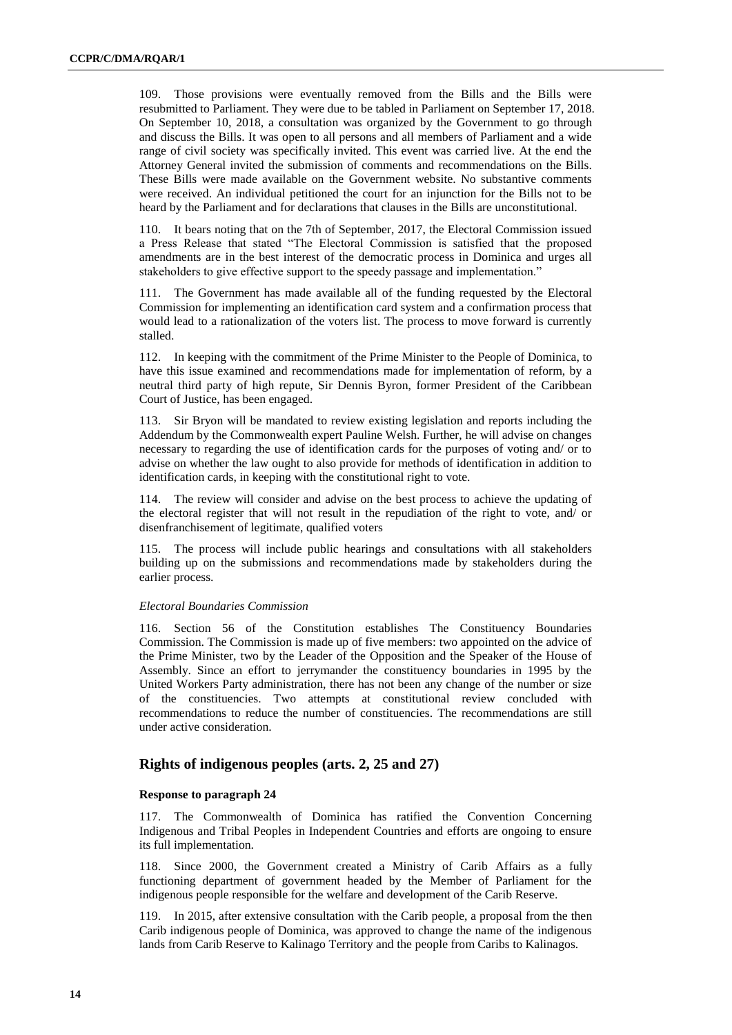109. Those provisions were eventually removed from the Bills and the Bills were resubmitted to Parliament. They were due to be tabled in Parliament on September 17, 2018. On September 10, 2018, a consultation was organized by the Government to go through and discuss the Bills. It was open to all persons and all members of Parliament and a wide range of civil society was specifically invited. This event was carried live. At the end the Attorney General invited the submission of comments and recommendations on the Bills. These Bills were made available on the Government website. No substantive comments were received. An individual petitioned the court for an injunction for the Bills not to be heard by the Parliament and for declarations that clauses in the Bills are unconstitutional.

110. It bears noting that on the 7th of September, 2017, the Electoral Commission issued a Press Release that stated "The Electoral Commission is satisfied that the proposed amendments are in the best interest of the democratic process in Dominica and urges all stakeholders to give effective support to the speedy passage and implementation."

111. The Government has made available all of the funding requested by the Electoral Commission for implementing an identification card system and a confirmation process that would lead to a rationalization of the voters list. The process to move forward is currently stalled.

112. In keeping with the commitment of the Prime Minister to the People of Dominica, to have this issue examined and recommendations made for implementation of reform, by a neutral third party of high repute, Sir Dennis Byron, former President of the Caribbean Court of Justice, has been engaged.

113. Sir Bryon will be mandated to review existing legislation and reports including the Addendum by the Commonwealth expert Pauline Welsh. Further, he will advise on changes necessary to regarding the use of identification cards for the purposes of voting and/ or to advise on whether the law ought to also provide for methods of identification in addition to identification cards, in keeping with the constitutional right to vote.

114. The review will consider and advise on the best process to achieve the updating of the electoral register that will not result in the repudiation of the right to vote, and/ or disenfranchisement of legitimate, qualified voters

115. The process will include public hearings and consultations with all stakeholders building up on the submissions and recommendations made by stakeholders during the earlier process.

*Electoral Boundaries Commission*

116. Section 56 of the Constitution establishes The Constituency Boundaries Commission. The Commission is made up of five members: two appointed on the advice of the Prime Minister, two by the Leader of the Opposition and the Speaker of the House of Assembly. Since an effort to jerrymander the constituency boundaries in 1995 by the United Workers Party administration, there has not been any change of the number or size of the constituencies. Two attempts at constitutional review concluded with recommendations to reduce the number of constituencies. The recommendations are still under active consideration.

## Rights of indigenous peoples (arts. 2, 25 and 27)

### Response to paragraph 24

117. The Commonwealth of Dominica has ratified the Convention Concerning Indigenous and Tribal Peoples in Independent Countries and efforts are ongoing to ensure its full implementation.

118. Since 2000, the Government created a Ministry of Carib Affairs as a fully functioning department of government headed by the Member of Parliament for the indigenous people responsible for the welfare and development of the Carib Reserve.

119. In 2015, after extensive consultation with the Carib people, a proposal from the then Carib indigenous people of Dominica, was approved to change the name of the indigenous lands from Carib Reserve to Kalinago Territory and the people from Caribs to Kalinagos.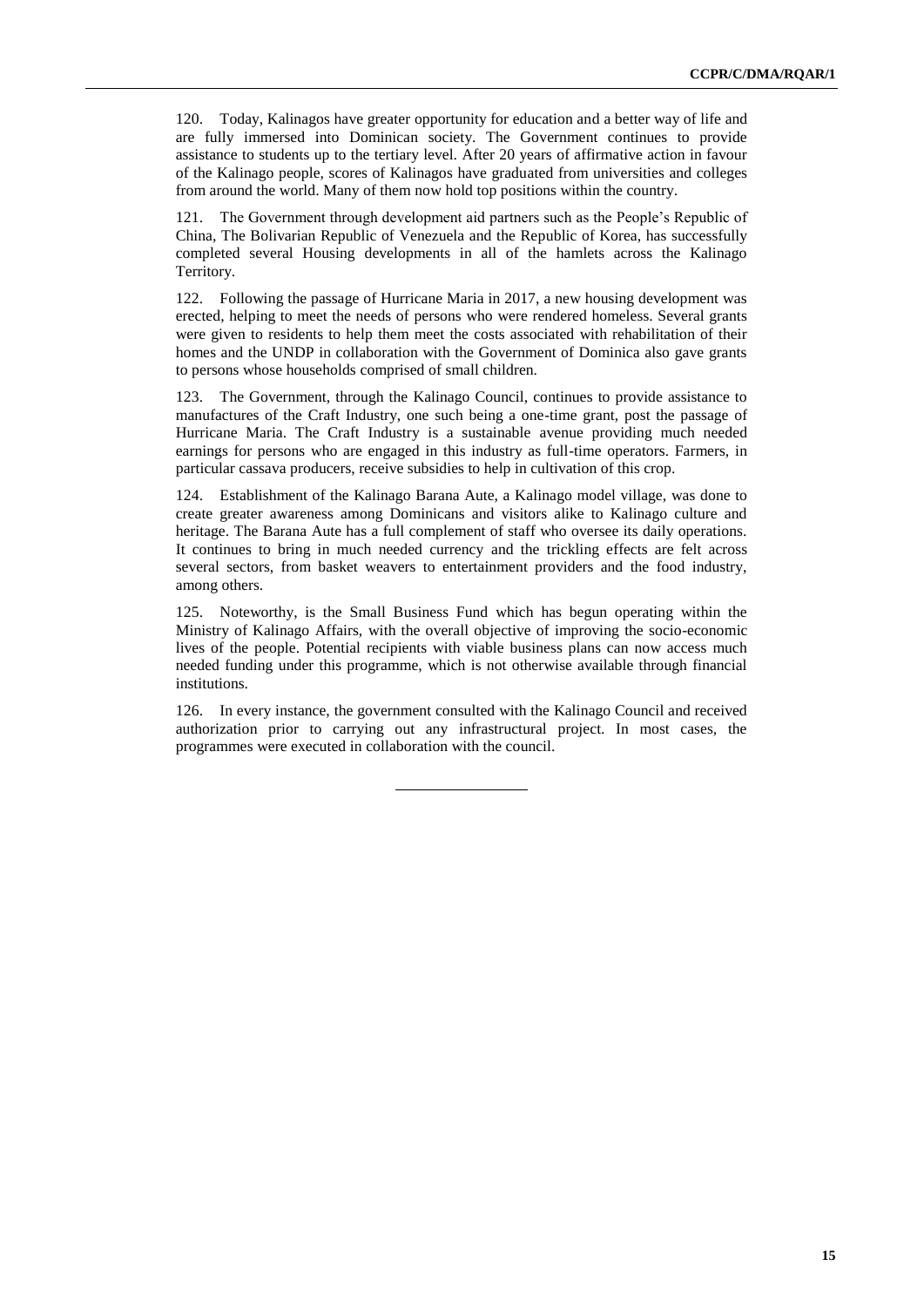120. Today, Kalinagos have greater opportunity for education and a better way of life and are fully immersed into Dominican society. The Government continues to provide assistance to students up to the tertiary level. After 20 years of affirmative action in favour of the Kalinago people, scores of Kalinagos have graduated from universities and colleges from around the world. Many of them now hold top positions within the country.

121. The Government through development aid partners such as the People's Republic of China, The Bolivarian Republic of Venezuela and the Republic of Korea, has successfully completed several Housing developments in all of the hamlets across the Kalinago Territory.

122. Following the passage of Hurricane Maria in 2017, a new housing development was erected, helping to meet the needs of persons who were rendered homeless. Several grants were given to residents to help them meet the costs associated with rehabilitation of their homes and the UNDP in collaboration with the Government of Dominica also gave grants to persons whose households comprised of small children.

123. The Government, through the Kalinago Council, continues to provide assistance to manufactures of the Craft Industry, one such being a one-time grant, post the passage of Hurricane Maria. The Craft Industry is a sustainable avenue providing much needed earnings for persons who are engaged in this industry as full-time operators. Farmers, in particular cassava producers, receive subsidies to help in cultivation of this crop.

124. Establishment of the Kalinago Barana Aute, a Kalinago model village, was done to create greater awareness among Dominicans and visitors alike to Kalinago culture and heritage. The Barana Aute has a full complement of staff who oversee its daily operations. It continues to bring in much needed currency and the trickling effects are felt across several sectors, from basket weavers to entertainment providers and the food industry, among others.

125. Noteworthy, is the Small Business Fund which has begun operating within the Ministry of Kalinago Affairs, with the overall objective of improving the socio-economic lives of the people. Potential recipients with viable business plans can now access much needed funding under this programme, which is not otherwise available through financial institutions.

126. In every instance, the government consulted with the Kalinago Council and received authorization prior to carrying out any infrastructural project. In most cases, the programmes were executed in collaboration with the council.